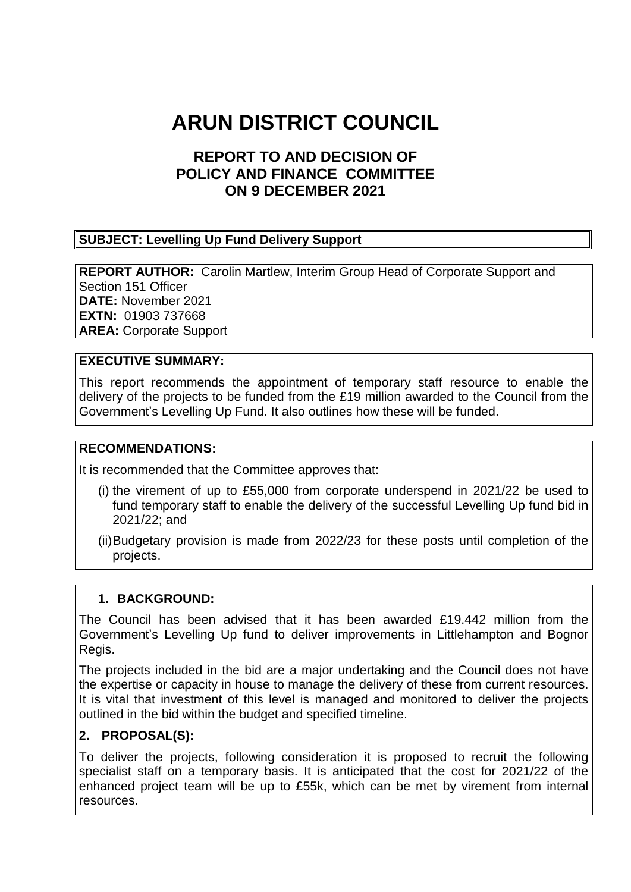# ARUN DISTRICT COUNCIL

## REPORT TO AND DECISION OF POLICY AND FINANCE COMMITTEE ON 9 DECEMBER 2021

**SUBJECT: Levelling Up Fund Delivery Support**

**REPORT AUTHOR:** Carolin Martlew, Interim Group Head of Corporate Support and Section 151 Officer
**DATE:** November 2021
**EXTN:** 01903 737668
**AREA:** Corporate Support

**EXECUTIVE SUMMARY:**

This report recommends the appointment of temporary staff resource to enable the delivery of the projects to be funded from the £19 million awarded to the Council from the Government's Levelling Up Fund. It also outlines how these will be funded.

**RECOMMENDATIONS:**

It is recommended that the Committee approves that:

(i) the virement of up to £55,000 from corporate underspend in 2021/22 be used to fund temporary staff to enable the delivery of the successful Levelling Up fund bid in 2021/22; and

(ii) Budgetary provision is made from 2022/23 for these posts until completion of the projects.

**1. BACKGROUND:**

The Council has been advised that it has been awarded £19.442 million from the Government's Levelling Up fund to deliver improvements in Littlehampton and Bognor Regis.

The projects included in the bid are a major undertaking and the Council does not have the expertise or capacity in house to manage the delivery of these from current resources. It is vital that investment of this level is managed and monitored to deliver the projects outlined in the bid within the budget and specified timeline.

**2. PROPOSAL(S):**

To deliver the projects, following consideration it is proposed to recruit the following specialist staff on a temporary basis. It is anticipated that the cost for 2021/22 of the enhanced project team will be up to £55k, which can be met by virement from internal resources.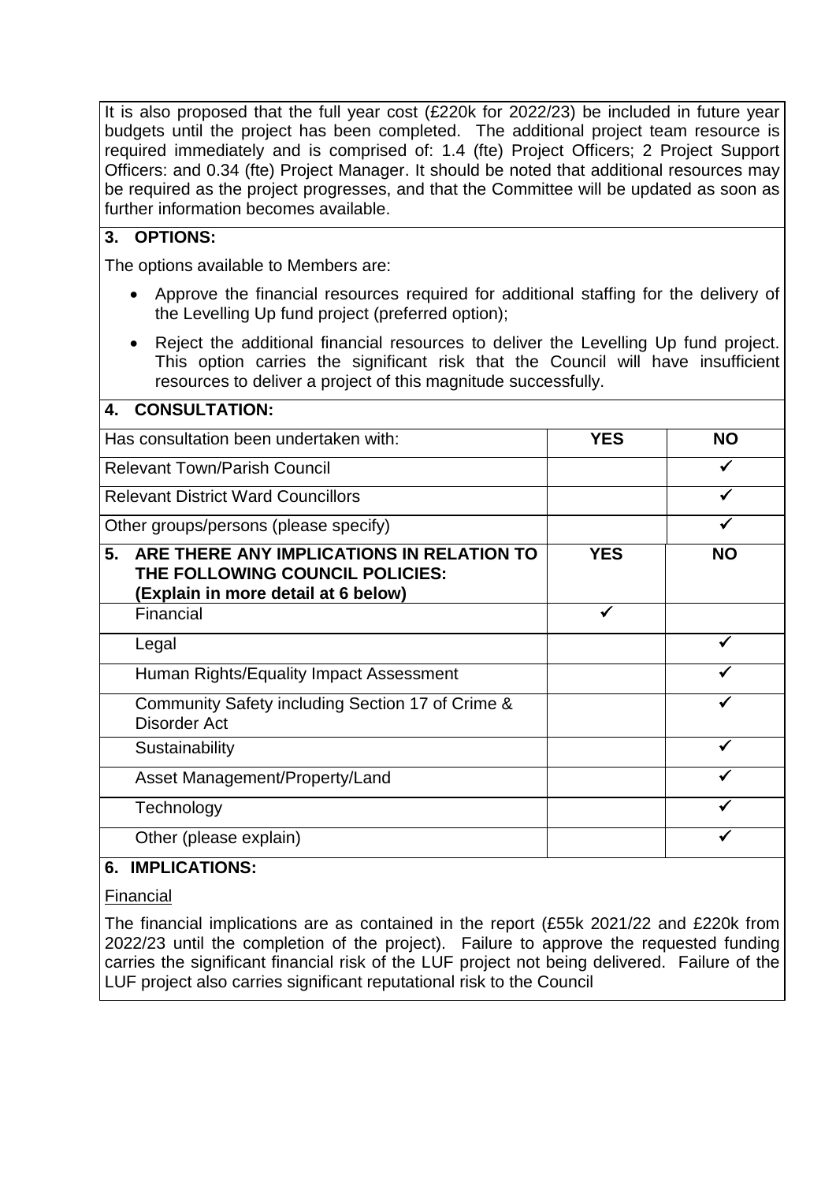It is also proposed that the full year cost (£220k for 2022/23) be included in future year budgets until the project has been completed. The additional project team resource is required immediately and is comprised of: 1.4 (fte) Project Officers; 2 Project Support Officers: and 0.34 (fte) Project Manager. It should be noted that additional resources may be required as the project progresses, and that the Committee will be updated as soon as further information becomes available.

## 3. OPTIONS:

The options available to Members are:

- Approve the financial resources required for additional staffing for the delivery of the Levelling Up fund project (preferred option);
- Reject the additional financial resources to deliver the Levelling Up fund project. This option carries the significant risk that the Council will have insufficient resources to deliver a project of this magnitude successfully.

## 4. CONSULTATION:

| Has consultation been undertaken with: | YES | NO |
|---|---|---|
| Relevant Town/Parish Council | | ✓ |
| Relevant District Ward Councillors | | ✓ |
| Other groups/persons (please specify) | | ✓ |

| 5. ARE THERE ANY IMPLICATIONS IN RELATION TO THE FOLLOWING COUNCIL POLICIES: (Explain in more detail at 6 below) | YES | NO |
|---|---|---|
| Financial | ✓ | |
| Legal | | ✓ |
| Human Rights/Equality Impact Assessment | | ✓ |
| Community Safety including Section 17 of Crime & Disorder Act | | ✓ |
| Sustainability | | ✓ |
| Asset Management/Property/Land | | ✓ |
| Technology | | ✓ |
| Other (please explain) | | ✓ |

## 6. IMPLICATIONS:

Financial

The financial implications are as contained in the report (£55k 2021/22 and £220k from 2022/23 until the completion of the project). Failure to approve the requested funding carries the significant financial risk of the LUF project not being delivered. Failure of the LUF project also carries significant reputational risk to the Council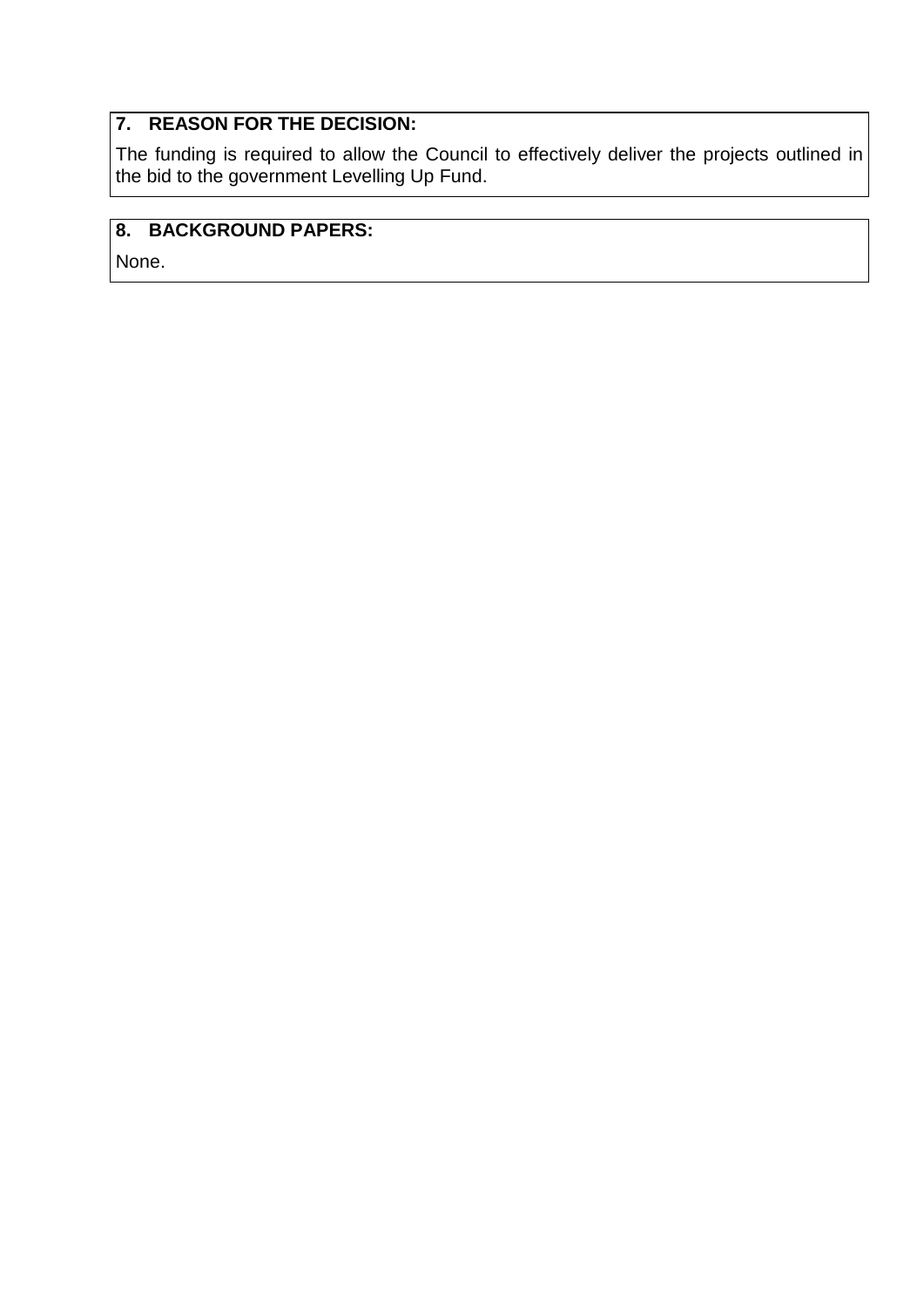## 7. REASON FOR THE DECISION:

The funding is required to allow the Council to effectively deliver the projects outlined in the bid to the government Levelling Up Fund.

## 8. BACKGROUND PAPERS:

None.